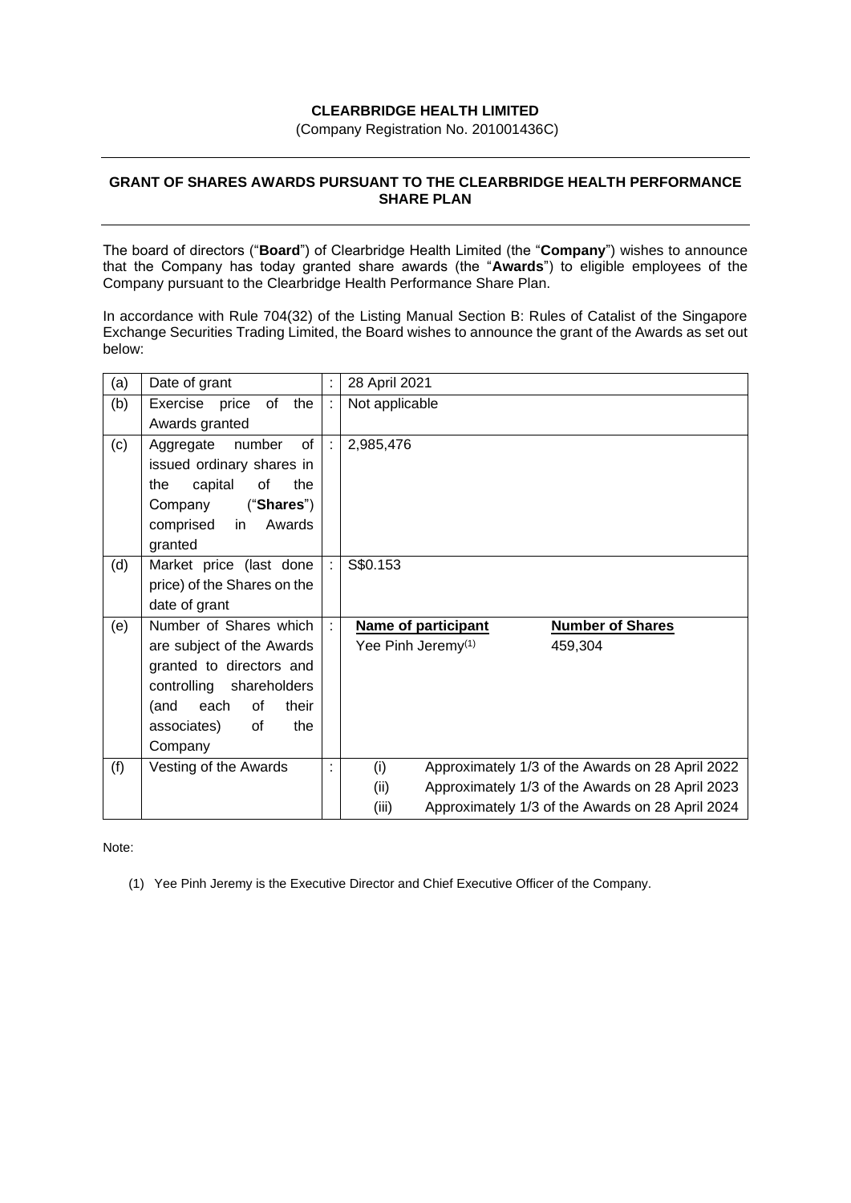**CLEARBRIDGE HEALTH LIMITED**
(Company Registration No. 201001436C)

---

**GRANT OF SHARES AWARDS PURSUANT TO THE CLEARBRIDGE HEALTH PERFORMANCE SHARE PLAN**

---

The board of directors ("**Board**") of Clearbridge Health Limited (the "**Company**") wishes to announce that the Company has today granted share awards (the "**Awards**") to eligible employees of the Company pursuant to the Clearbridge Health Performance Share Plan.

In accordance with Rule 704(32) of the Listing Manual Section B: Rules of Catalist of the Singapore Exchange Securities Trading Limited, the Board wishes to announce the grant of the Awards as set out below:

| | | | |
|---|---|---|---|
| (a) | Date of grant | : | 28 April 2021 |
| (b) | Exercise price of the Awards granted | : | Not applicable |
| (c) | Aggregate number of issued ordinary shares in the capital of the Company ("**Shares**") comprised in Awards granted | : | 2,985,476 |
| (d) | Market price (last done price) of the Shares on the date of grant | : | S$0.153 |
| (e) | Number of Shares which are subject of the Awards granted to directors and controlling shareholders (and each of their associates) of the Company | : | **Name of participant**: Yee Pinh Jeremy[(1)] — **Number of Shares**: 459,304 |
| (f) | Vesting of the Awards | : | (i) Approximately 1/3 of the Awards on 28 April 2022<br>(ii) Approximately 1/3 of the Awards on 28 April 2023<br>(iii) Approximately 1/3 of the Awards on 28 April 2024 |

Note:

(1) Yee Pinh Jeremy is the Executive Director and Chief Executive Officer of the Company.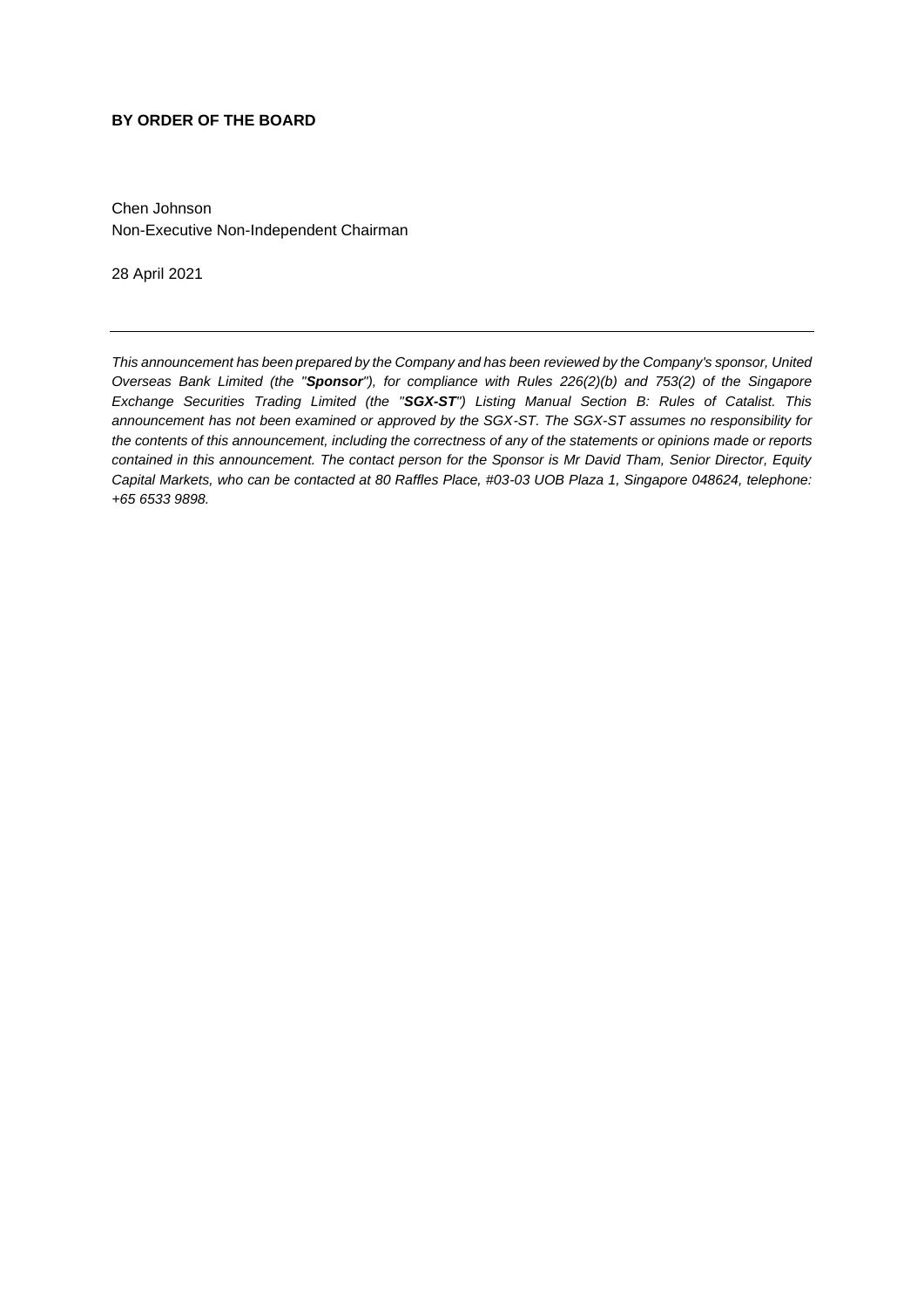**BY ORDER OF THE BOARD**

Chen Johnson
Non-Executive Non-Independent Chairman

28 April 2021

---

*This announcement has been prepared by the Company and has been reviewed by the Company's sponsor, United Overseas Bank Limited (the "**Sponsor**"), for compliance with Rules 226(2)(b) and 753(2) of the Singapore Exchange Securities Trading Limited (the "**SGX-ST**") Listing Manual Section B: Rules of Catalist. This announcement has not been examined or approved by the SGX-ST. The SGX-ST assumes no responsibility for the contents of this announcement, including the correctness of any of the statements or opinions made or reports contained in this announcement. The contact person for the Sponsor is Mr David Tham, Senior Director, Equity Capital Markets, who can be contacted at 80 Raffles Place, #03-03 UOB Plaza 1, Singapore 048624, telephone: +65 6533 9898.*